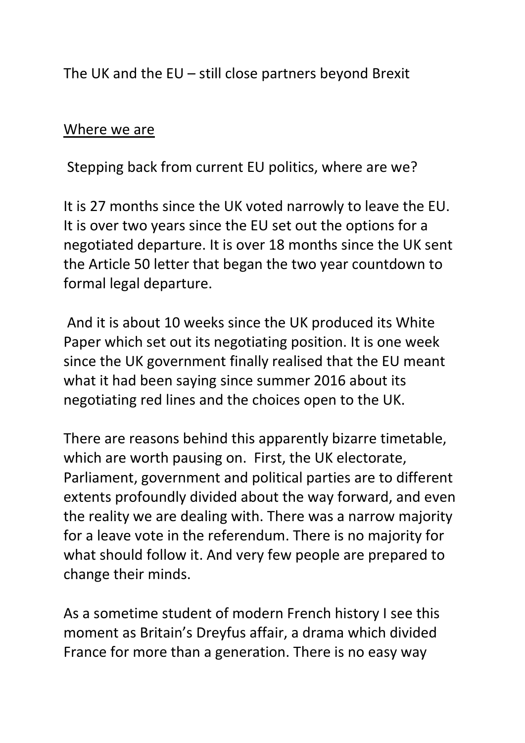# The UK and the EU – still close partners beyond Brexit

## Where we are

Stepping back from current EU politics, where are we?

It is 27 months since the UK voted narrowly to leave the EU. It is over two years since the EU set out the options for a negotiated departure. It is over 18 months since the UK sent the Article 50 letter that began the two year countdown to formal legal departure.

And it is about 10 weeks since the UK produced its White Paper which set out its negotiating position. It is one week since the UK government finally realised that the EU meant what it had been saying since summer 2016 about its negotiating red lines and the choices open to the UK.

There are reasons behind this apparently bizarre timetable, which are worth pausing on. First, the UK electorate, Parliament, government and political parties are to different extents profoundly divided about the way forward, and even the reality we are dealing with. There was a narrow majority for a leave vote in the referendum. There is no majority for what should follow it. And very few people are prepared to change their minds.

As a sometime student of modern French history I see this moment as Britain's Dreyfus affair, a drama which divided France for more than a generation. There is no easy way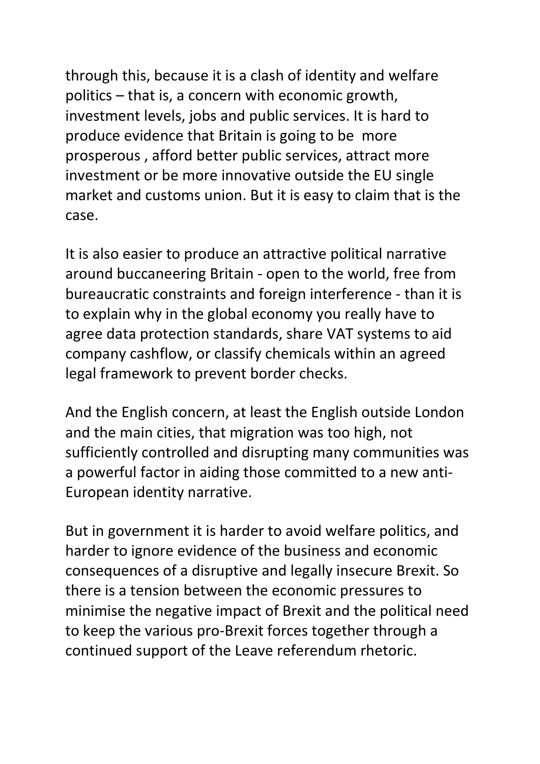through this, because it is a clash of identity and welfare politics – that is, a concern with economic growth, investment levels, jobs and public services. It is hard to produce evidence that Britain is going to be more prosperous , afford better public services, attract more investment or be more innovative outside the EU single market and customs union. But it is easy to claim that is the case.

It is also easier to produce an attractive political narrative around buccaneering Britain - open to the world, free from bureaucratic constraints and foreign interference - than it is to explain why in the global economy you really have to agree data protection standards, share VAT systems to aid company cashflow, or classify chemicals within an agreed legal framework to prevent border checks.

And the English concern, at least the English outside London and the main cities, that migration was too high, not sufficiently controlled and disrupting many communities was a powerful factor in aiding those committed to a new anti-European identity narrative.

But in government it is harder to avoid welfare politics, and harder to ignore evidence of the business and economic consequences of a disruptive and legally insecure Brexit. So there is a tension between the economic pressures to minimise the negative impact of Brexit and the political need to keep the various pro-Brexit forces together through a continued support of the Leave referendum rhetoric.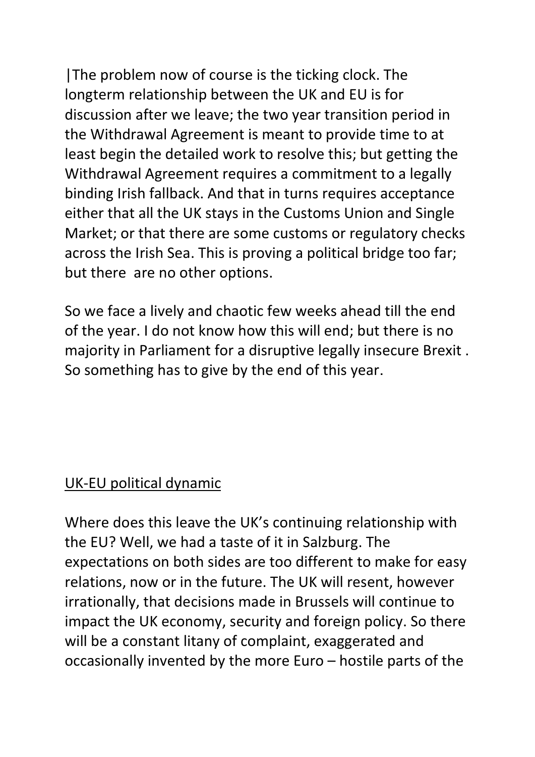|The problem now of course is the ticking clock. The longterm relationship between the UK and EU is for discussion after we leave; the two year transition period in the Withdrawal Agreement is meant to provide time to at least begin the detailed work to resolve this; but getting the Withdrawal Agreement requires a commitment to a legally binding Irish fallback. And that in turns requires acceptance either that all the UK stays in the Customs Union and Single Market; or that there are some customs or regulatory checks across the Irish Sea. This is proving a political bridge too far; but there are no other options.

So we face a lively and chaotic few weeks ahead till the end of the year. I do not know how this will end; but there is no majority in Parliament for a disruptive legally insecure Brexit . So something has to give by the end of this year.

<u>UK-EU political dynamic</u>

Where does this leave the UK's continuing relationship with the EU? Well, we had a taste of it in Salzburg. The expectations on both sides are too different to make for easy relations, now or in the future. The UK will resent, however irrationally, that decisions made in Brussels will continue to impact the UK economy, security and foreign policy. So there will be a constant litany of complaint, exaggerated and occasionally invented by the more Euro – hostile parts of the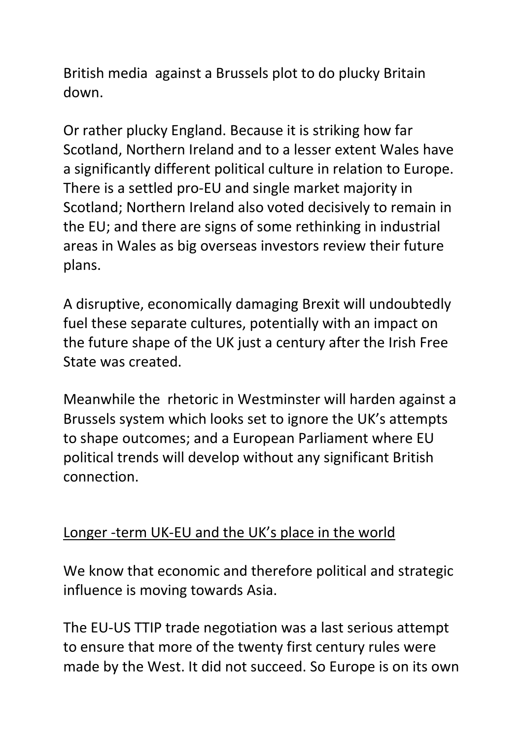British media against a Brussels plot to do plucky Britain down.

Or rather plucky England. Because it is striking how far Scotland, Northern Ireland and to a lesser extent Wales have a significantly different political culture in relation to Europe. There is a settled pro-EU and single market majority in Scotland; Northern Ireland also voted decisively to remain in the EU; and there are signs of some rethinking in industrial areas in Wales as big overseas investors review their future plans.

A disruptive, economically damaging Brexit will undoubtedly fuel these separate cultures, potentially with an impact on the future shape of the UK just a century after the Irish Free State was created.

Meanwhile the rhetoric in Westminster will harden against a Brussels system which looks set to ignore the UK's attempts to shape outcomes; and a European Parliament where EU political trends will develop without any significant British connection.

<u>Longer -term UK-EU and the UK's place in the world</u>

We know that economic and therefore political and strategic influence is moving towards Asia.

The EU-US TTIP trade negotiation was a last serious attempt to ensure that more of the twenty first century rules were made by the West. It did not succeed. So Europe is on its own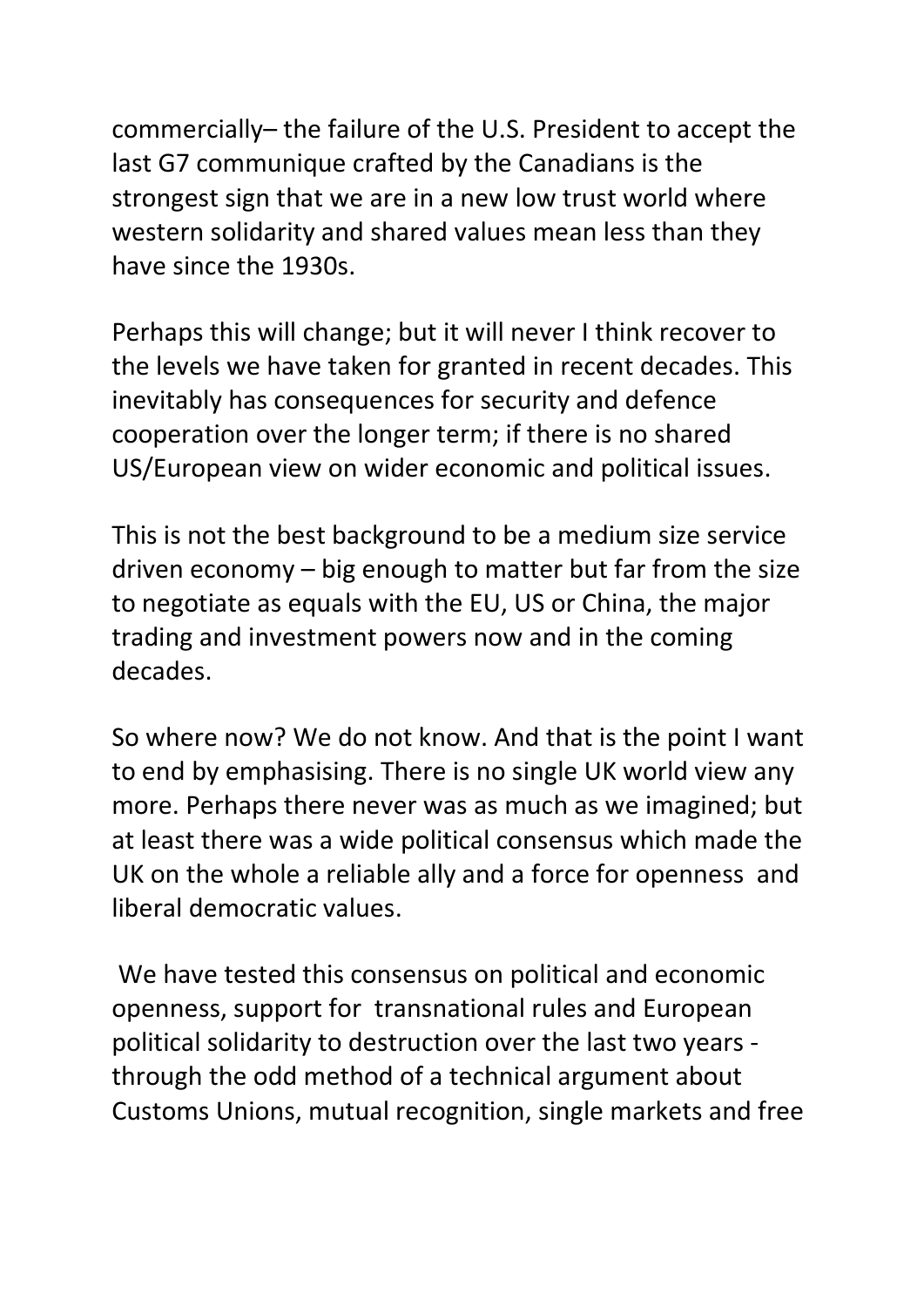commercially– the failure of the U.S. President to accept the last G7 communique crafted by the Canadians is the strongest sign that we are in a new low trust world where western solidarity and shared values mean less than they have since the 1930s.

Perhaps this will change; but it will never I think recover to the levels we have taken for granted in recent decades. This inevitably has consequences for security and defence cooperation over the longer term; if there is no shared US/European view on wider economic and political issues.

This is not the best background to be a medium size service driven economy – big enough to matter but far from the size to negotiate as equals with the EU, US or China, the major trading and investment powers now and in the coming decades.

So where now? We do not know. And that is the point I want to end by emphasising. There is no single UK world view any more. Perhaps there never was as much as we imagined; but at least there was a wide political consensus which made the UK on the whole a reliable ally and a force for openness and liberal democratic values.

We have tested this consensus on political and economic openness, support for transnational rules and European political solidarity to destruction over the last two years - through the odd method of a technical argument about Customs Unions, mutual recognition, single markets and free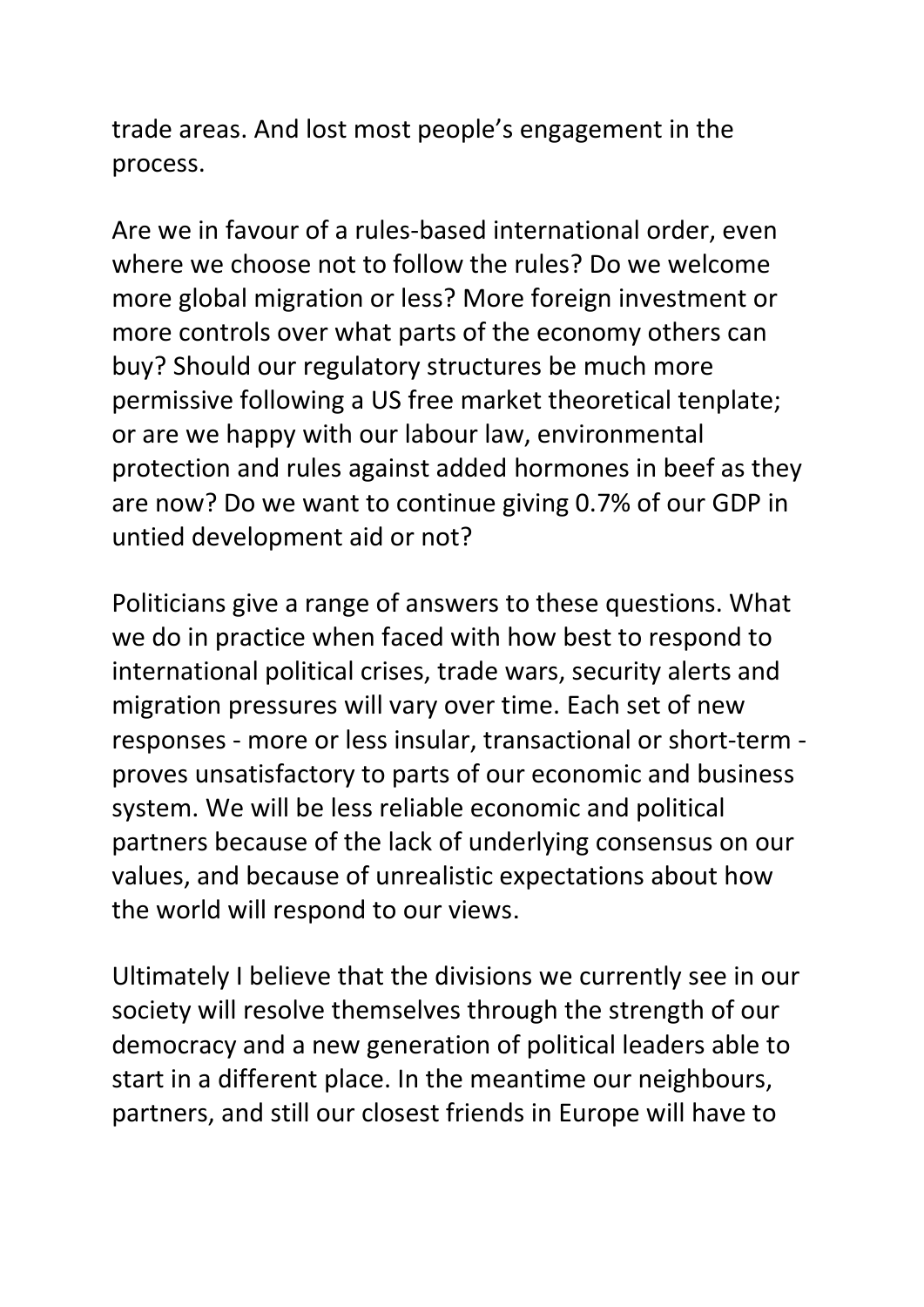trade areas. And lost most people's engagement in the process.

Are we in favour of a rules-based international order, even where we choose not to follow the rules? Do we welcome more global migration or less? More foreign investment or more controls over what parts of the economy others can buy? Should our regulatory structures be much more permissive following a US free market theoretical tenplate; or are we happy with our labour law, environmental protection and rules against added hormones in beef as they are now? Do we want to continue giving 0.7% of our GDP in untied development aid or not?

Politicians give a range of answers to these questions. What we do in practice when faced with how best to respond to international political crises, trade wars, security alerts and migration pressures will vary over time. Each set of new responses - more or less insular, transactional or short-term - proves unsatisfactory to parts of our economic and business system. We will be less reliable economic and political partners because of the lack of underlying consensus on our values, and because of unrealistic expectations about how the world will respond to our views.

Ultimately I believe that the divisions we currently see in our society will resolve themselves through the strength of our democracy and a new generation of political leaders able to start in a different place. In the meantime our neighbours, partners, and still our closest friends in Europe will have to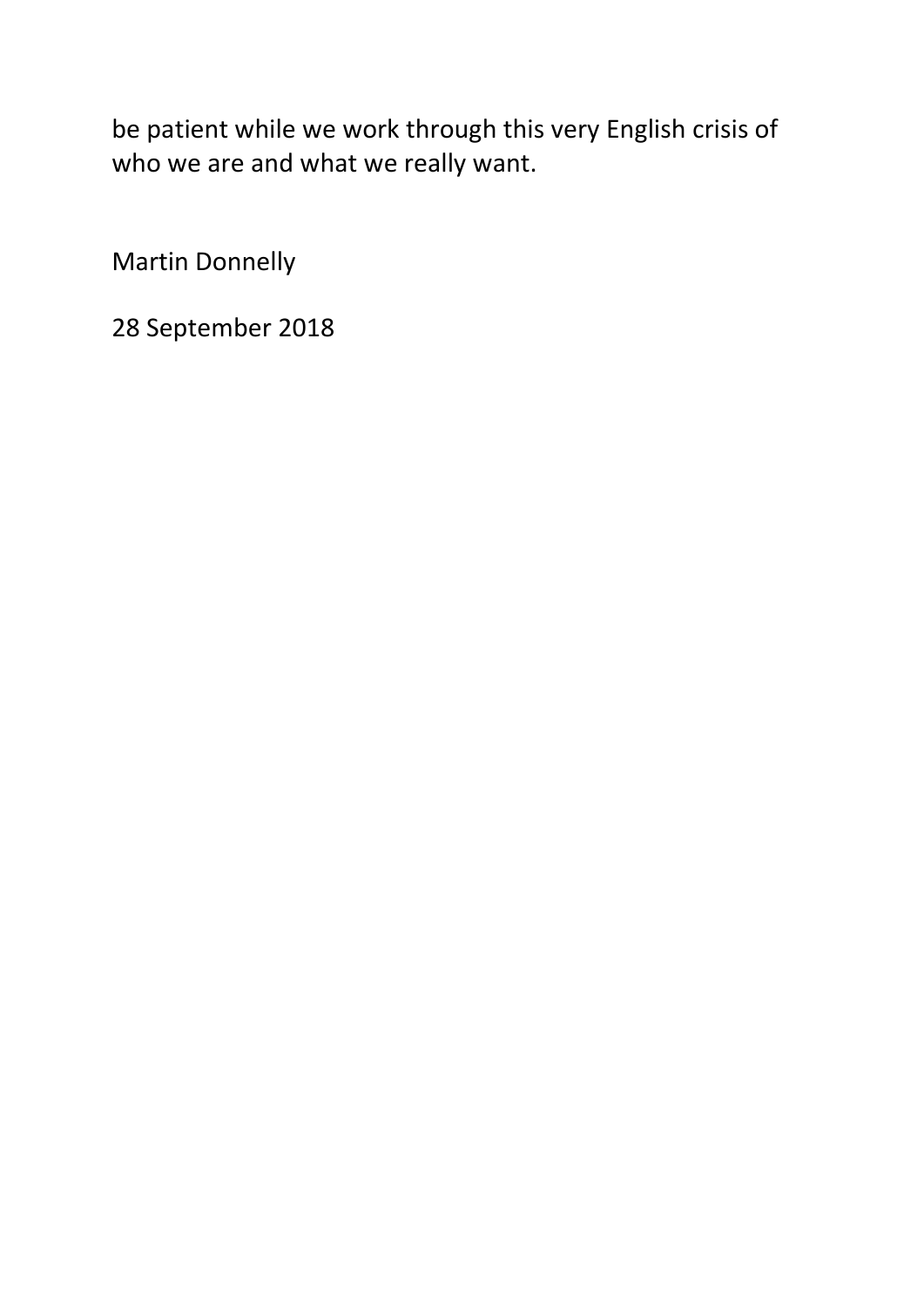be patient while we work through this very English crisis of who we are and what we really want.

Martin Donnelly

28 September 2018